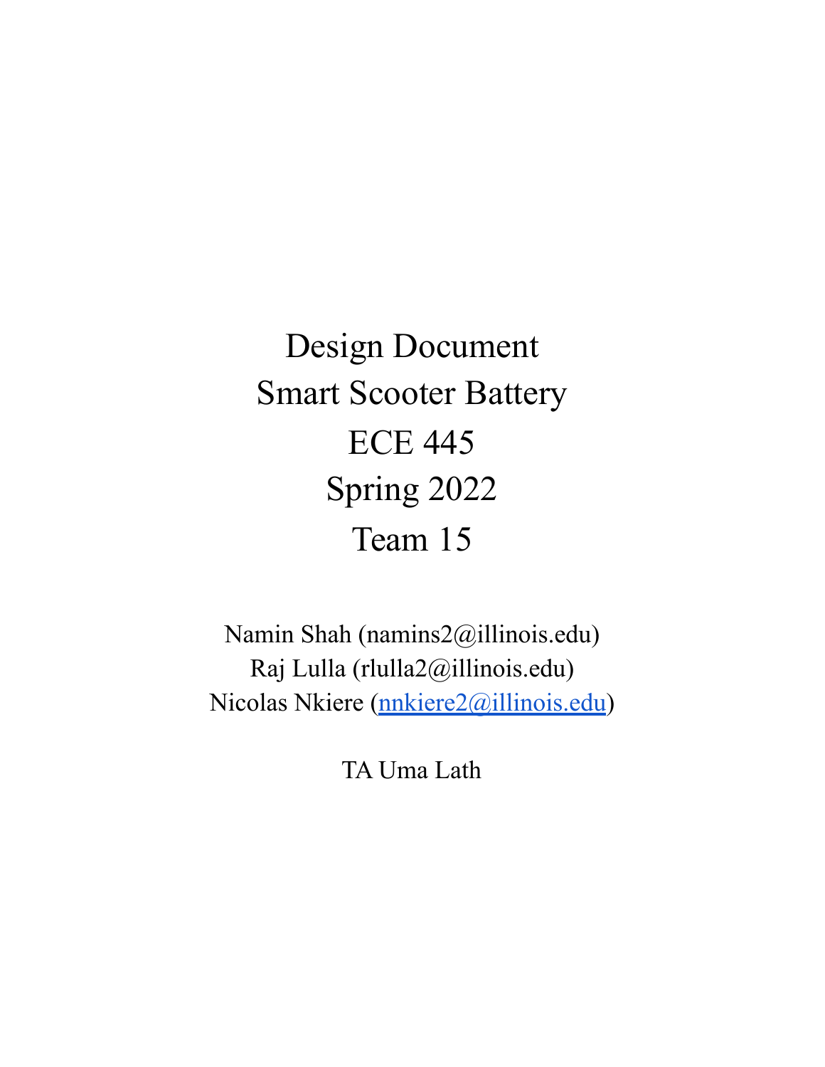# Design Document
# Smart Scooter Battery
# ECE 445
# Spring 2022
# Team 15

Namin Shah (namins2@illinois.edu)
Raj Lulla (rlulla2@illinois.edu)
Nicolas Nkiere (nnkiere2@illinois.edu)

TA Uma Lath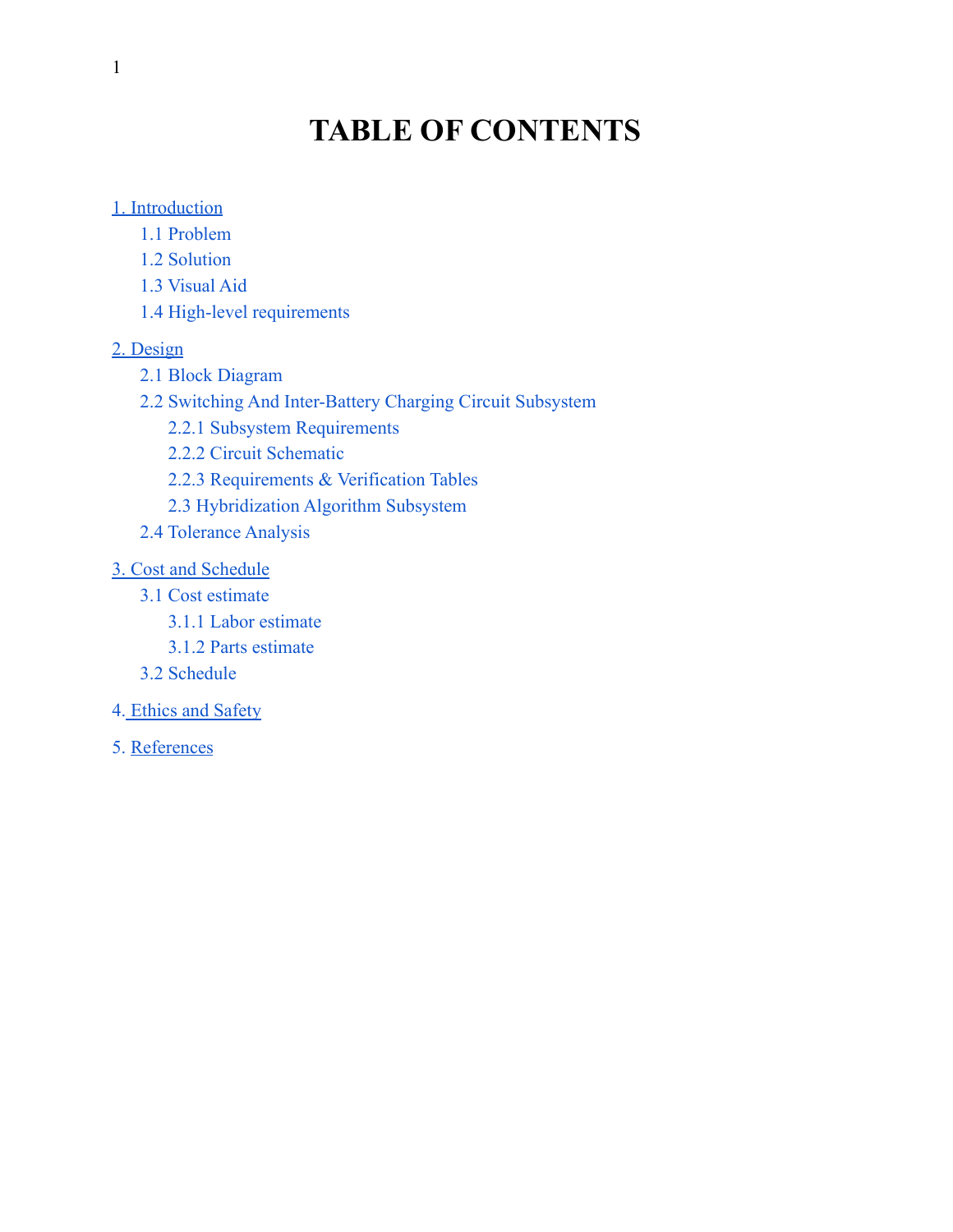# TABLE OF CONTENTS

1. Introduction
    - 1.1 Problem
    - 1.2 Solution
    - 1.3 Visual Aid
    - 1.4 High-level requirements
2. Design
    - 2.1 Block Diagram
    - 2.2 Switching And Inter-Battery Charging Circuit Subsystem
        - 2.2.1 Subsystem Requirements
        - 2.2.2 Circuit Schematic
        - 2.2.3 Requirements & Verification Tables
        - 2.3 Hybridization Algorithm Subsystem
    - 2.4 Tolerance Analysis
3. Cost and Schedule
    - 3.1 Cost estimate
        - 3.1.1 Labor estimate
        - 3.1.2 Parts estimate
    - 3.2 Schedule
4. Ethics and Safety
5. References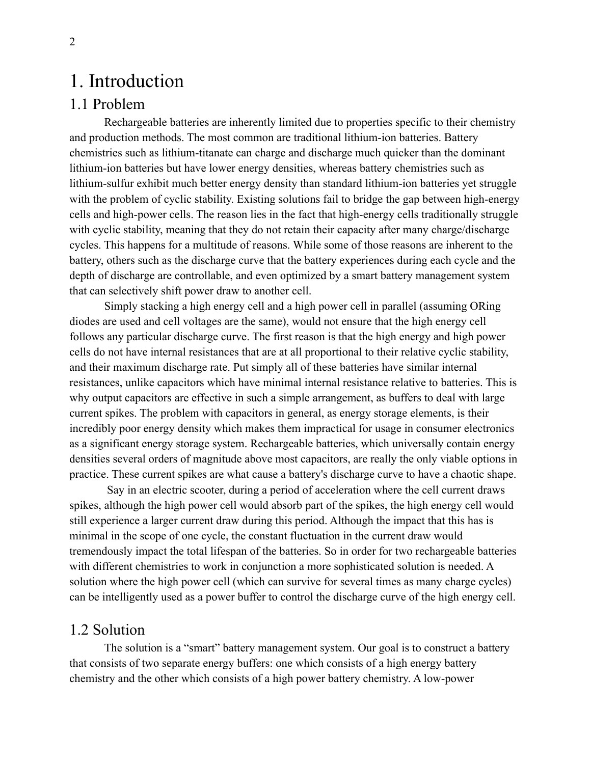# 1. Introduction

## 1.1 Problem

Rechargeable batteries are inherently limited due to properties specific to their chemistry and production methods. The most common are traditional lithium-ion batteries. Battery chemistries such as lithium-titanate can charge and discharge much quicker than the dominant lithium-ion batteries but have lower energy densities, whereas battery chemistries such as lithium-sulfur exhibit much better energy density than standard lithium-ion batteries yet struggle with the problem of cyclic stability. Existing solutions fail to bridge the gap between high-energy cells and high-power cells. The reason lies in the fact that high-energy cells traditionally struggle with cyclic stability, meaning that they do not retain their capacity after many charge/discharge cycles. This happens for a multitude of reasons. While some of those reasons are inherent to the battery, others such as the discharge curve that the battery experiences during each cycle and the depth of discharge are controllable, and even optimized by a smart battery management system that can selectively shift power draw to another cell.

Simply stacking a high energy cell and a high power cell in parallel (assuming ORing diodes are used and cell voltages are the same), would not ensure that the high energy cell follows any particular discharge curve. The first reason is that the high energy and high power cells do not have internal resistances that are at all proportional to their relative cyclic stability, and their maximum discharge rate. Put simply all of these batteries have similar internal resistances, unlike capacitors which have minimal internal resistance relative to batteries. This is why output capacitors are effective in such a simple arrangement, as buffers to deal with large current spikes. The problem with capacitors in general, as energy storage elements, is their incredibly poor energy density which makes them impractical for usage in consumer electronics as a significant energy storage system. Rechargeable batteries, which universally contain energy densities several orders of magnitude above most capacitors, are really the only viable options in practice. These current spikes are what cause a battery's discharge curve to have a chaotic shape.

Say in an electric scooter, during a period of acceleration where the cell current draws spikes, although the high power cell would absorb part of the spikes, the high energy cell would still experience a larger current draw during this period. Although the impact that this has is minimal in the scope of one cycle, the constant fluctuation in the current draw would tremendously impact the total lifespan of the batteries. So in order for two rechargeable batteries with different chemistries to work in conjunction a more sophisticated solution is needed. A solution where the high power cell (which can survive for several times as many charge cycles) can be intelligently used as a power buffer to control the discharge curve of the high energy cell.

## 1.2 Solution

The solution is a "smart" battery management system. Our goal is to construct a battery that consists of two separate energy buffers: one which consists of a high energy battery chemistry and the other which consists of a high power battery chemistry. A low-power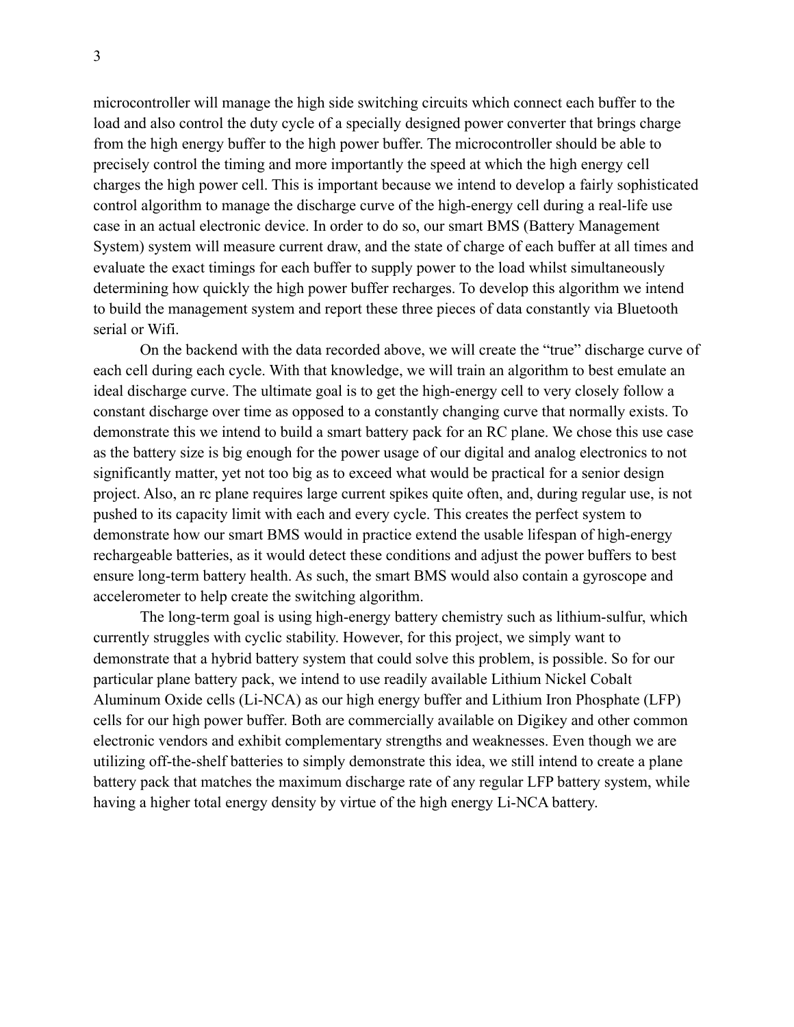microcontroller will manage the high side switching circuits which connect each buffer to the load and also control the duty cycle of a specially designed power converter that brings charge from the high energy buffer to the high power buffer. The microcontroller should be able to precisely control the timing and more importantly the speed at which the high energy cell charges the high power cell. This is important because we intend to develop a fairly sophisticated control algorithm to manage the discharge curve of the high-energy cell during a real-life use case in an actual electronic device. In order to do so, our smart BMS (Battery Management System) system will measure current draw, and the state of charge of each buffer at all times and evaluate the exact timings for each buffer to supply power to the load whilst simultaneously determining how quickly the high power buffer recharges. To develop this algorithm we intend to build the management system and report these three pieces of data constantly via Bluetooth serial or Wifi.

On the backend with the data recorded above, we will create the "true" discharge curve of each cell during each cycle. With that knowledge, we will train an algorithm to best emulate an ideal discharge curve. The ultimate goal is to get the high-energy cell to very closely follow a constant discharge over time as opposed to a constantly changing curve that normally exists. To demonstrate this we intend to build a smart battery pack for an RC plane. We chose this use case as the battery size is big enough for the power usage of our digital and analog electronics to not significantly matter, yet not too big as to exceed what would be practical for a senior design project. Also, an rc plane requires large current spikes quite often, and, during regular use, is not pushed to its capacity limit with each and every cycle. This creates the perfect system to demonstrate how our smart BMS would in practice extend the usable lifespan of high-energy rechargeable batteries, as it would detect these conditions and adjust the power buffers to best ensure long-term battery health. As such, the smart BMS would also contain a gyroscope and accelerometer to help create the switching algorithm.

The long-term goal is using high-energy battery chemistry such as lithium-sulfur, which currently struggles with cyclic stability. However, for this project, we simply want to demonstrate that a hybrid battery system that could solve this problem, is possible. So for our particular plane battery pack, we intend to use readily available Lithium Nickel Cobalt Aluminum Oxide cells (Li-NCA) as our high energy buffer and Lithium Iron Phosphate (LFP) cells for our high power buffer. Both are commercially available on Digikey and other common electronic vendors and exhibit complementary strengths and weaknesses. Even though we are utilizing off-the-shelf batteries to simply demonstrate this idea, we still intend to create a plane battery pack that matches the maximum discharge rate of any regular LFP battery system, while having a higher total energy density by virtue of the high energy Li-NCA battery.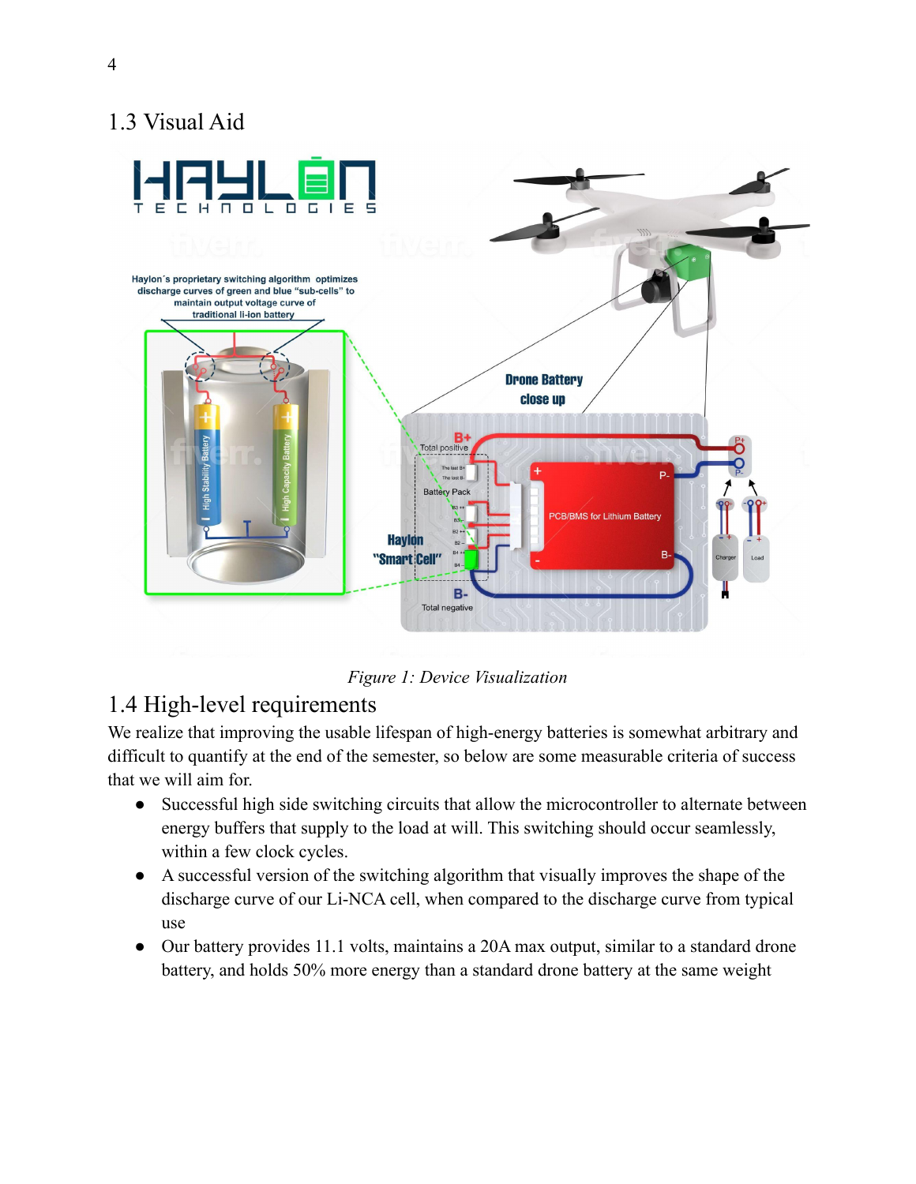## 1.3 Visual Aid

*Figure 1: Device Visualization*

## 1.4 High-level requirements

We realize that improving the usable lifespan of high-energy batteries is somewhat arbitrary and difficult to quantify at the end of the semester, so below are some measurable criteria of success that we will aim for.

- Successful high side switching circuits that allow the microcontroller to alternate between energy buffers that supply to the load at will. This switching should occur seamlessly, within a few clock cycles.
- A successful version of the switching algorithm that visually improves the shape of the discharge curve of our Li-NCA cell, when compared to the discharge curve from typical use
- Our battery provides 11.1 volts, maintains a 20A max output, similar to a standard drone battery, and holds 50% more energy than a standard drone battery at the same weight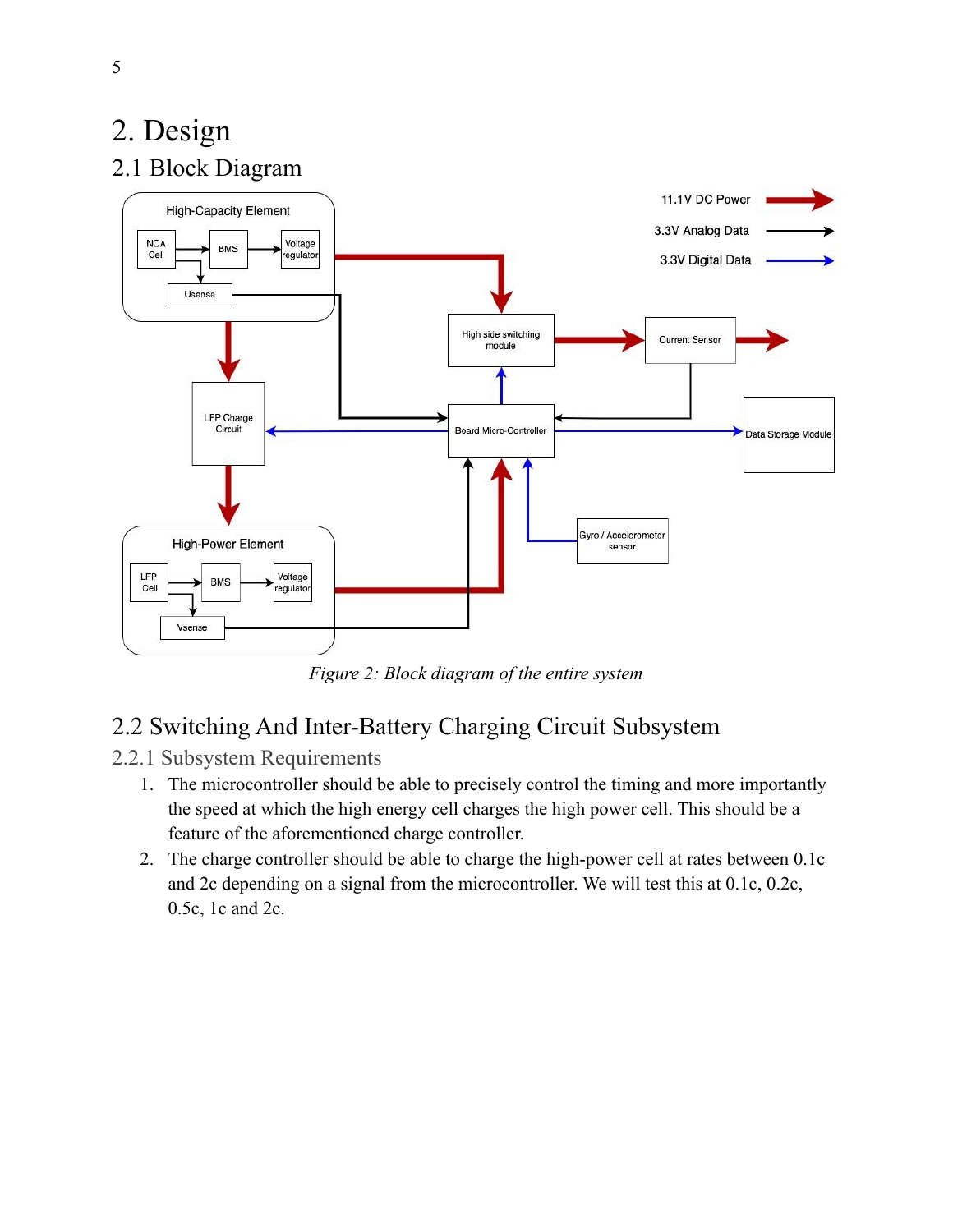# 2. Design

## 2.1 Block Diagram

*Figure 2: Block diagram of the entire system*

## 2.2 Switching And Inter-Battery Charging Circuit Subsystem

### 2.2.1 Subsystem Requirements

1. The microcontroller should be able to precisely control the timing and more importantly the speed at which the high energy cell charges the high power cell. This should be a feature of the aforementioned charge controller.
2. The charge controller should be able to charge the high-power cell at rates between 0.1c and 2c depending on a signal from the microcontroller. We will test this at 0.1c, 0.2c, 0.5c, 1c and 2c.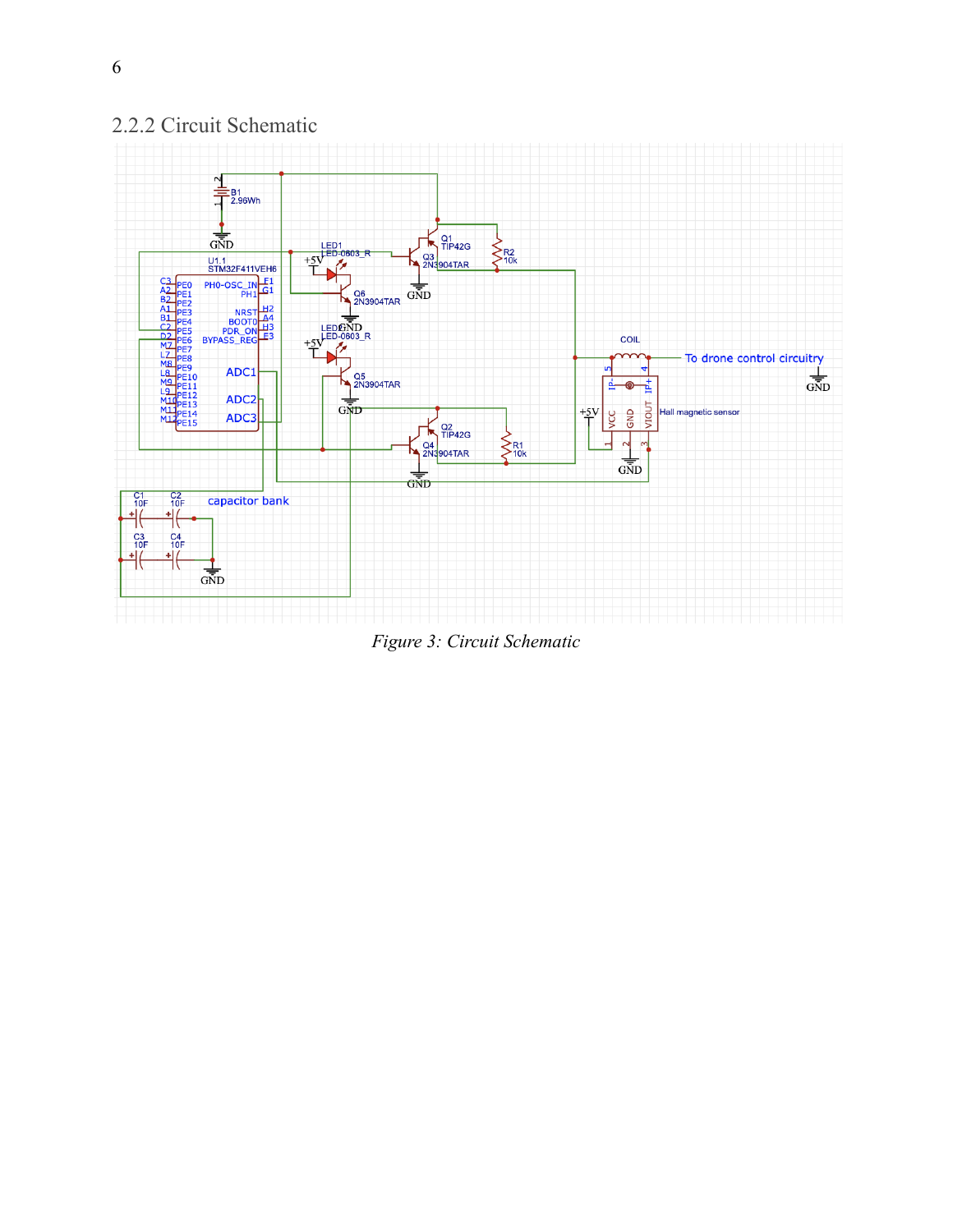## 2.2.2 Circuit Schematic

*Figure 3: Circuit Schematic*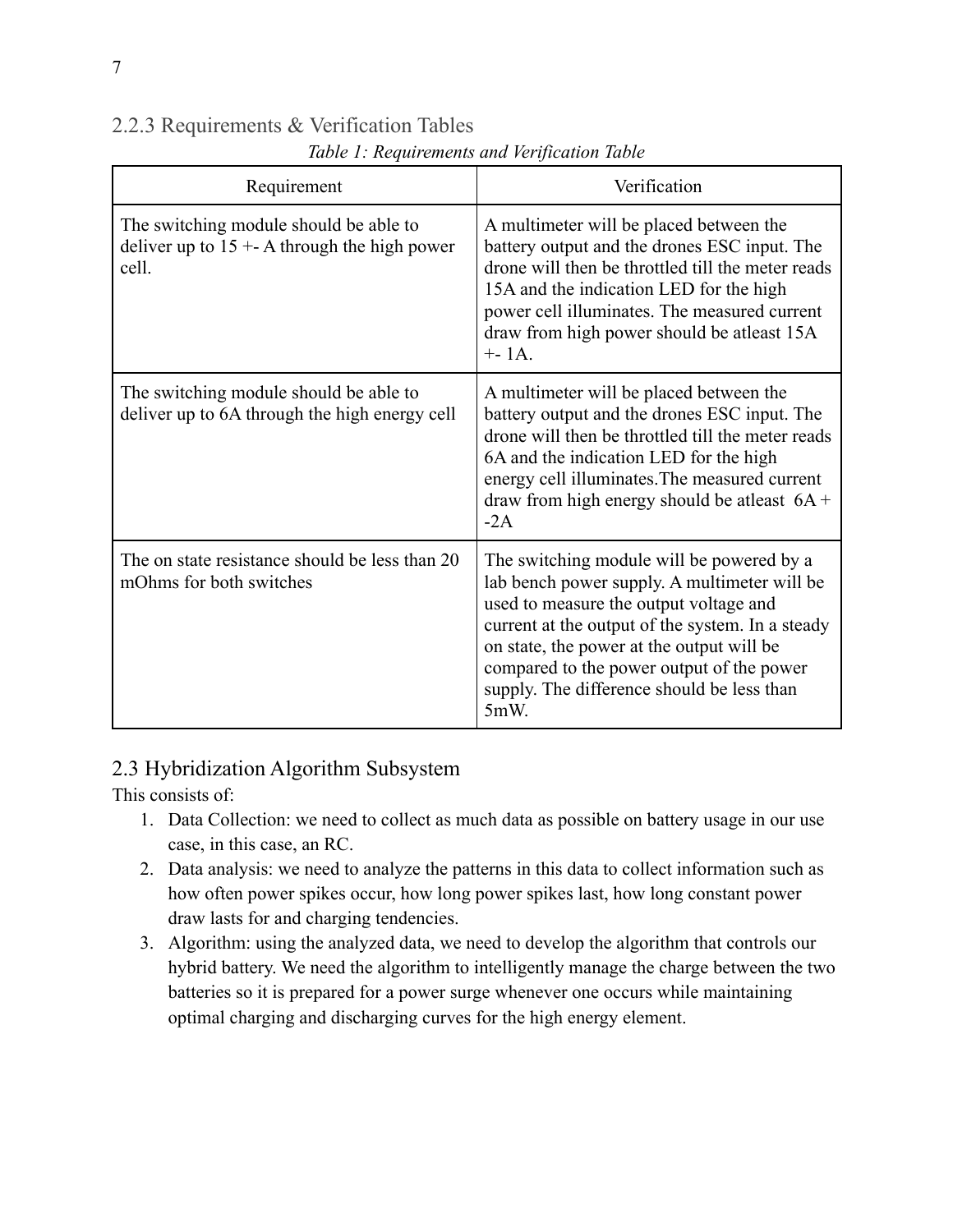### 2.2.3 Requirements & Verification Tables

*Table 1: Requirements and Verification Table*

| Requirement | Verification |
|---|---|
| The switching module should be able to deliver up to 15 +- A through the high power cell. | A multimeter will be placed between the battery output and the drones ESC input. The drone will then be throttled till the meter reads 15A and the indication LED for the high power cell illuminates. The measured current draw from high power should be atleast 15A +- 1A. |
| The switching module should be able to deliver up to 6A through the high energy cell | A multimeter will be placed between the battery output and the drones ESC input. The drone will then be throttled till the meter reads 6A and the indication LED for the high energy cell illuminates.The measured current draw from high energy should be atleast 6A + -2A |
| The on state resistance should be less than 20 mOhms for both switches | The switching module will be powered by a lab bench power supply. A multimeter will be used to measure the output voltage and current at the output of the system. In a steady on state, the power at the output will be compared to the power output of the power supply. The difference should be less than 5mW. |

## 2.3 Hybridization Algorithm Subsystem

This consists of:

1. Data Collection: we need to collect as much data as possible on battery usage in our use case, in this case, an RC.
2. Data analysis: we need to analyze the patterns in this data to collect information such as how often power spikes occur, how long power spikes last, how long constant power draw lasts for and charging tendencies.
3. Algorithm: using the analyzed data, we need to develop the algorithm that controls our hybrid battery. We need the algorithm to intelligently manage the charge between the two batteries so it is prepared for a power surge whenever one occurs while maintaining optimal charging and discharging curves for the high energy element.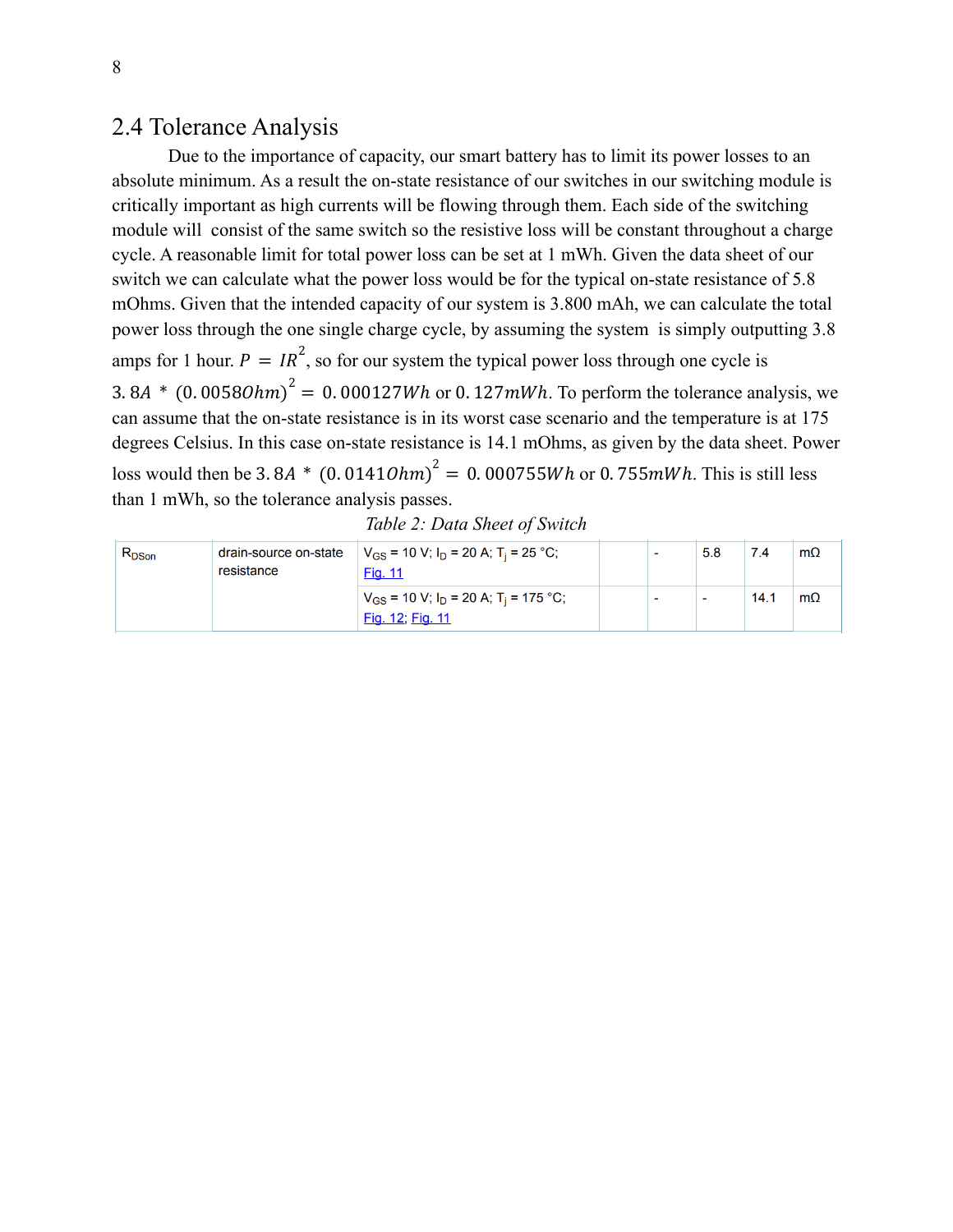## 2.4 Tolerance Analysis

Due to the importance of capacity, our smart battery has to limit its power losses to an absolute minimum. As a result the on-state resistance of our switches in our switching module is critically important as high currents will be flowing through them. Each side of the switching module will consist of the same switch so the resistive loss will be constant throughout a charge cycle. A reasonable limit for total power loss can be set at 1 mWh. Given the data sheet of our switch we can calculate what the power loss would be for the typical on-state resistance of 5.8 mOhms. Given that the intended capacity of our system is 3.800 mAh, we can calculate the total power loss through the one single charge cycle, by assuming the system is simply outputting 3.8 amps for 1 hour. $P = IR^2$, so for our system the typical power loss through one cycle is $3.8A * (0.0058Ohm)^2 = 0.000127Wh$ or $0.127mWh$. To perform the tolerance analysis, we can assume that the on-state resistance is in its worst case scenario and the temperature is at 175 degrees Celsius. In this case on-state resistance is 14.1 mOhms, as given by the data sheet. Power loss would then be $3.8A * (0.0141Ohm)^2 = 0.000755Wh$ or $0.755mWh$. This is still less than 1 mWh, so the tolerance analysis passes.

*Table 2: Data Sheet of Switch*

| | | | | | | | |
|---|---|---|---|---|---|---|---|
| $R_{DSon}$ | drain-source on-state resistance | $V_{GS}$ = 10 V; $I_D$ = 20 A; $T_j$ = 25 °C; Fig. 11 | | - | 5.8 | 7.4 | mΩ |
| | | $V_{GS}$ = 10 V; $I_D$ = 20 A; $T_j$ = 175 °C; Fig. 12; Fig. 11 | | - | - | 14.1 | mΩ |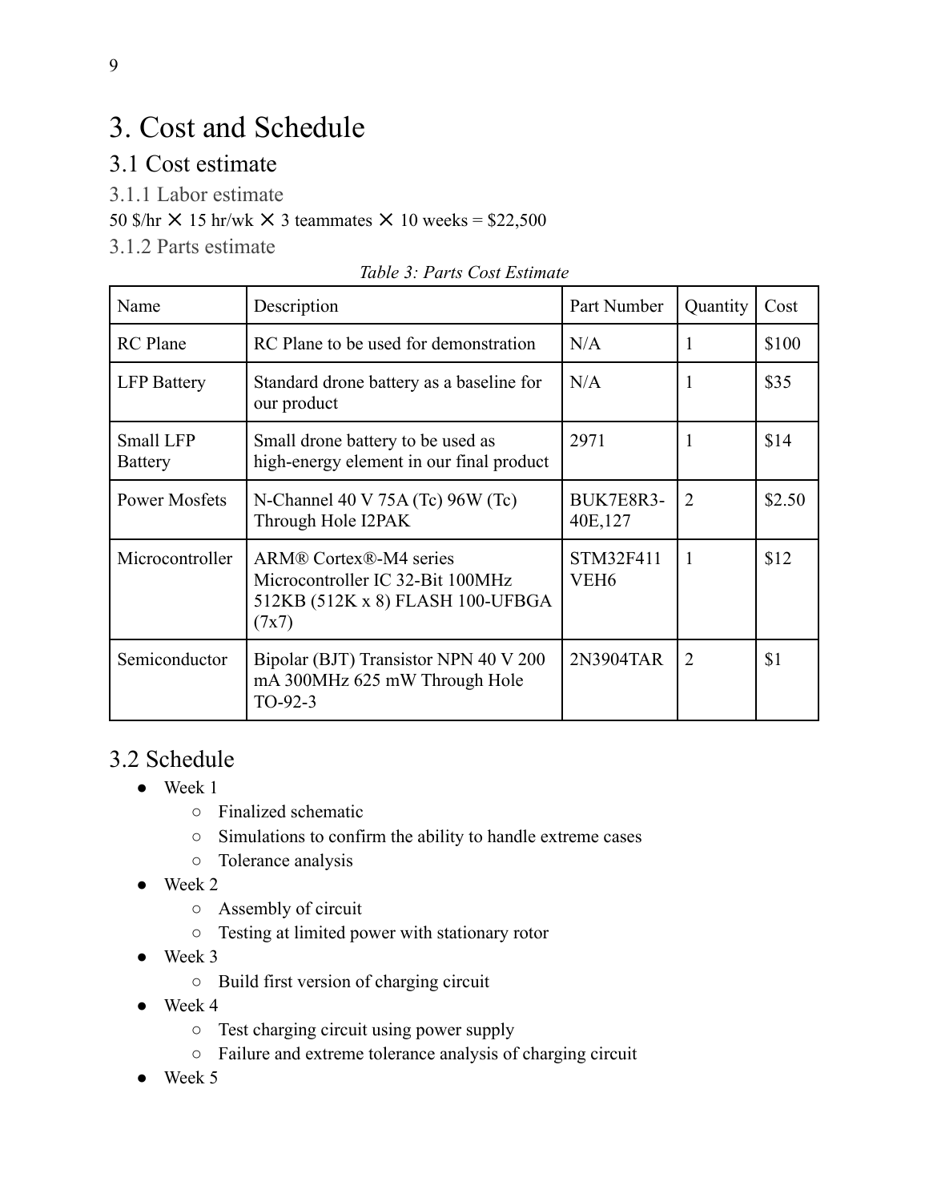# 3. Cost and Schedule

## 3.1 Cost estimate

### 3.1.1 Labor estimate

50 $/hr ✕ 15 hr/wk ✕ 3 teammates ✕ 10 weeks = $22,500

### 3.1.2 Parts estimate

*Table 3: Parts Cost Estimate*

| Name | Description | Part Number | Quantity | Cost |
|---|---|---|---|---|
| RC Plane | RC Plane to be used for demonstration | N/A | 1 | $100 |
| LFP Battery | Standard drone battery as a baseline for our product | N/A | 1 | $35 |
| Small LFP Battery | Small drone battery to be used as high-energy element in our final product | 2971 | 1 | $14 |
| Power Mosfets | N-Channel 40 V 75A (Tc) 96W (Tc) Through Hole I2PAK | BUK7E8R3-40E,127 | 2 | $2.50 |
| Microcontroller | ARM® Cortex®-M4 series Microcontroller IC 32-Bit 100MHz 512KB (512K x 8) FLASH 100-UFBGA (7x7) | STM32F411VEH6 | 1 | $12 |
| Semiconductor | Bipolar (BJT) Transistor NPN 40 V 200 mA 300MHz 625 mW Through Hole TO-92-3 | 2N3904TAR | 2 | $1 |

## 3.2 Schedule

- Week 1
  - Finalized schematic
  - Simulations to confirm the ability to handle extreme cases
  - Tolerance analysis
- Week 2
  - Assembly of circuit
  - Testing at limited power with stationary rotor
- Week 3
  - Build first version of charging circuit
- Week 4
  - Test charging circuit using power supply
  - Failure and extreme tolerance analysis of charging circuit
- Week 5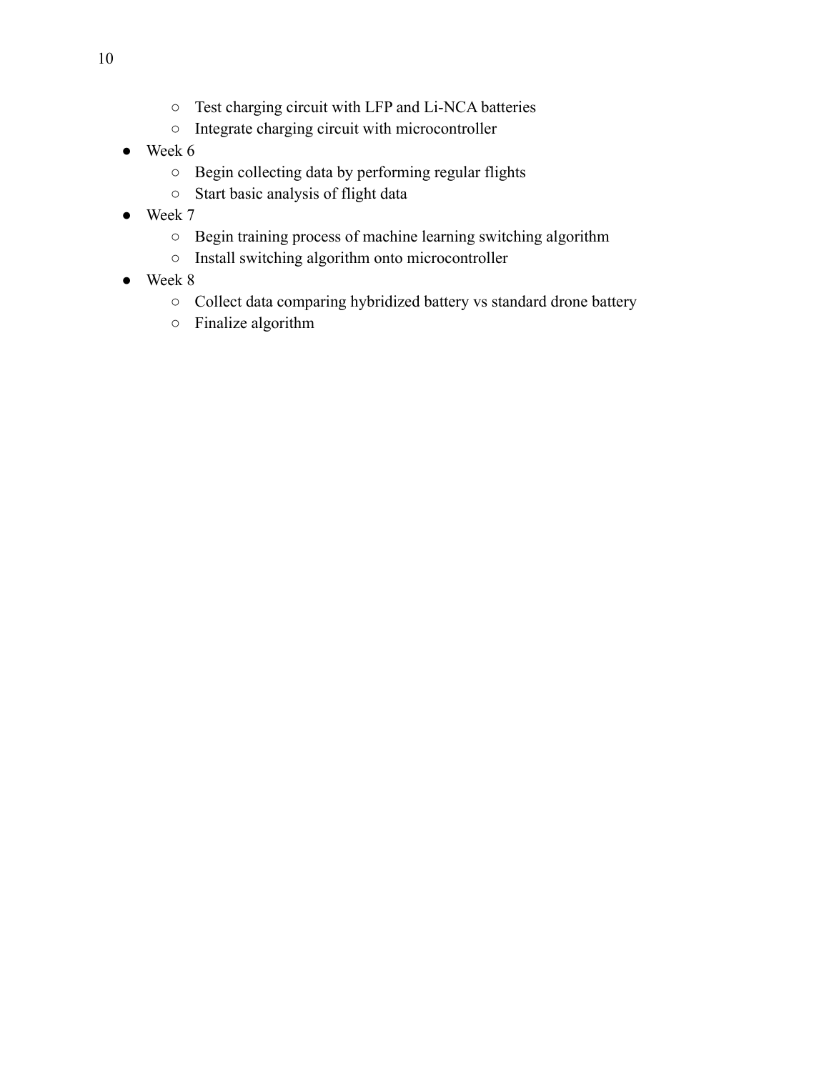- Test charging circuit with LFP and Li-NCA batteries
    - Integrate charging circuit with microcontroller
- Week 6
    - Begin collecting data by performing regular flights
    - Start basic analysis of flight data
- Week 7
    - Begin training process of machine learning switching algorithm
    - Install switching algorithm onto microcontroller
- Week 8
    - Collect data comparing hybridized battery vs standard drone battery
    - Finalize algorithm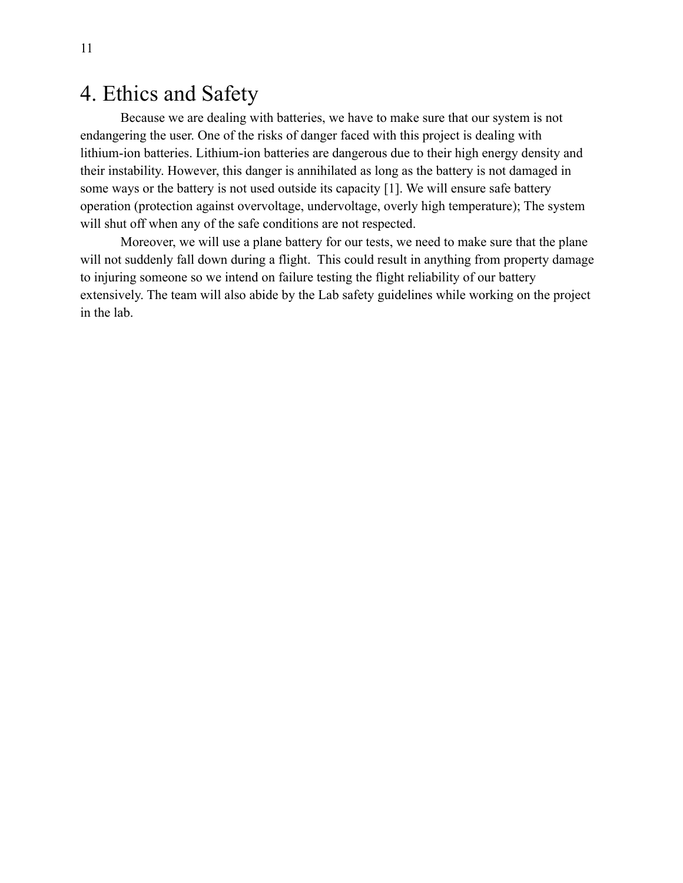# 4. Ethics and Safety

Because we are dealing with batteries, we have to make sure that our system is not endangering the user. One of the risks of danger faced with this project is dealing with lithium-ion batteries. Lithium-ion batteries are dangerous due to their high energy density and their instability. However, this danger is annihilated as long as the battery is not damaged in some ways or the battery is not used outside its capacity [1]. We will ensure safe battery operation (protection against overvoltage, undervoltage, overly high temperature); The system will shut off when any of the safe conditions are not respected.

Moreover, we will use a plane battery for our tests, we need to make sure that the plane will not suddenly fall down during a flight. This could result in anything from property damage to injuring someone so we intend on failure testing the flight reliability of our battery extensively. The team will also abide by the Lab safety guidelines while working on the project in the lab.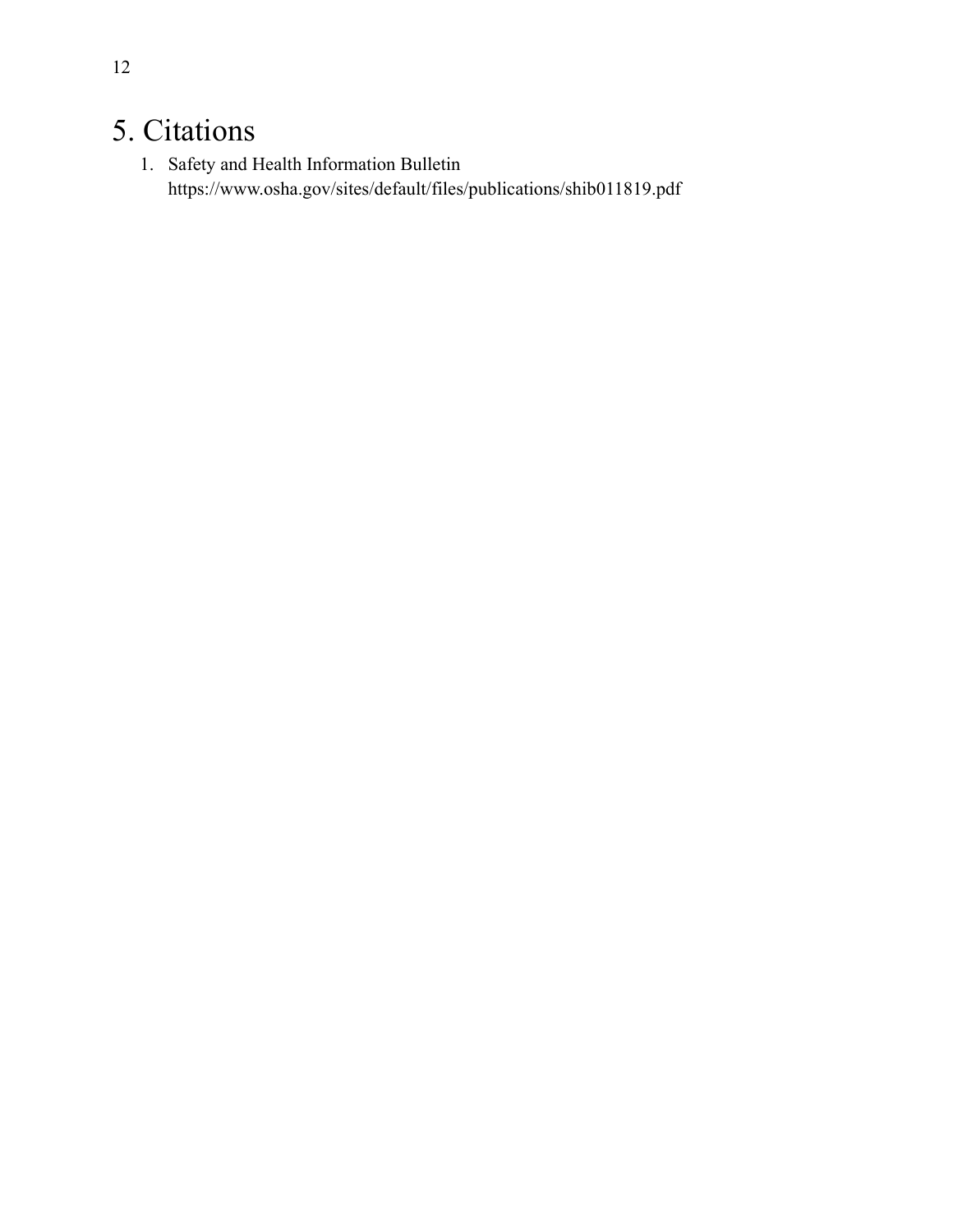# 5. Citations

1. Safety and Health Information Bulletin
   https://www.osha.gov/sites/default/files/publications/shib011819.pdf